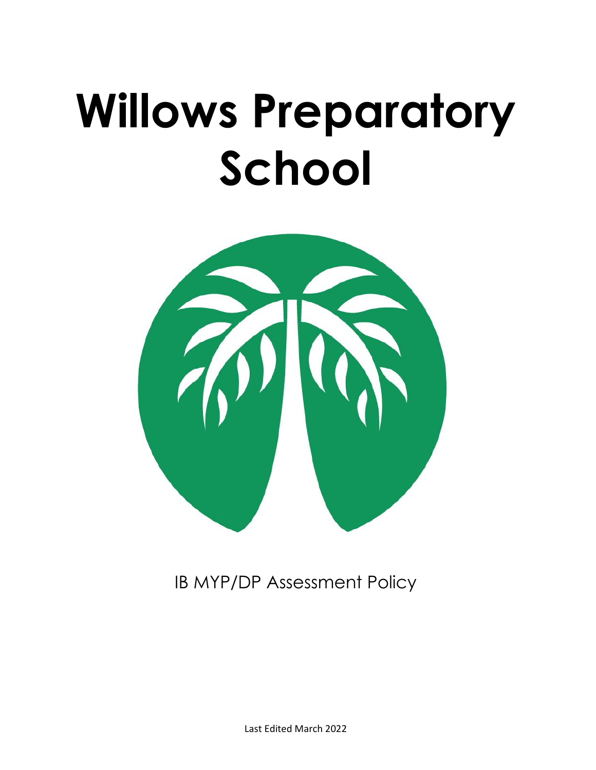# Willows Preparatory School

IB MYP/DP Assessment Policy

Last Edited March 2022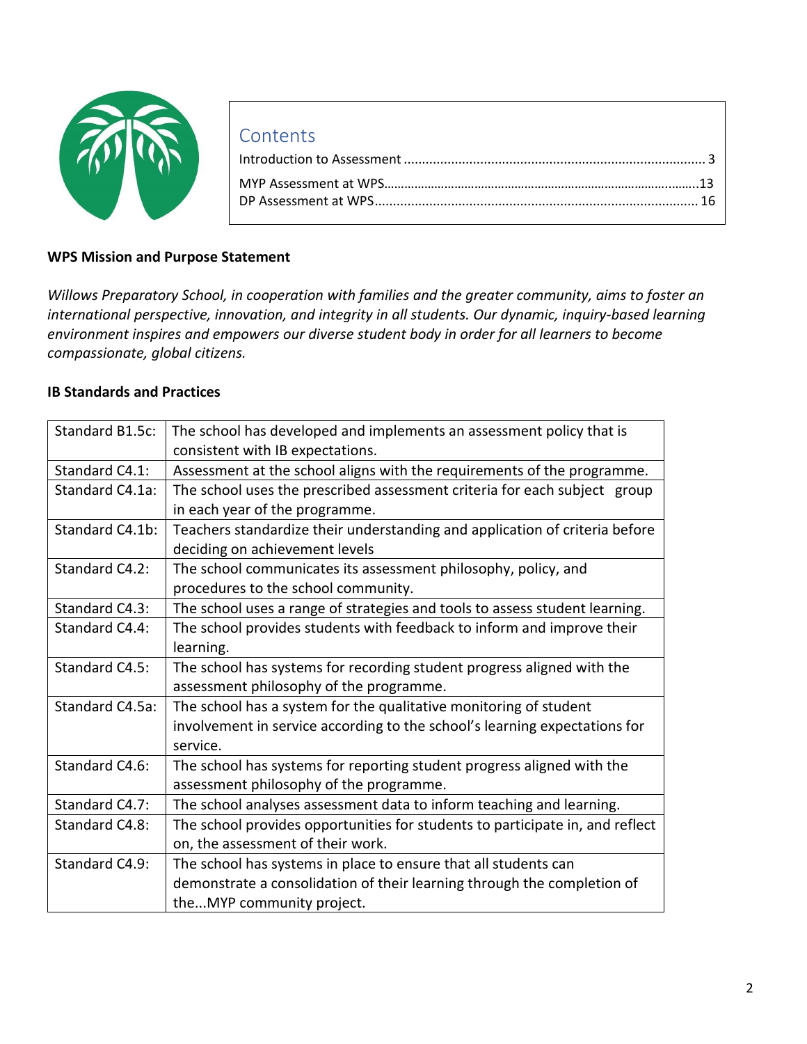## Contents

Introduction to Assessment ........................................................................................ 3

MYP Assessment at WPS...........................................................................................13

DP Assessment at WPS............................................................................................ 16

**WPS Mission and Purpose Statement**

*Willows Preparatory School, in cooperation with families and the greater community, aims to foster an international perspective, innovation, and integrity in all students. Our dynamic, inquiry-based learning environment inspires and empowers our diverse student body in order for all learners to become compassionate, global citizens.*

**IB Standards and Practices**

| | |
|---|---|
| Standard B1.5c: | The school has developed and implements an assessment policy that is consistent with IB expectations. |
| Standard C4.1: | Assessment at the school aligns with the requirements of the programme. |
| Standard C4.1a: | The school uses the prescribed assessment criteria for each subject group in each year of the programme. |
| Standard C4.1b: | Teachers standardize their understanding and application of criteria before deciding on achievement levels |
| Standard C4.2: | The school communicates its assessment philosophy, policy, and procedures to the school community. |
| Standard C4.3: | The school uses a range of strategies and tools to assess student learning. |
| Standard C4.4: | The school provides students with feedback to inform and improve their learning. |
| Standard C4.5: | The school has systems for recording student progress aligned with the assessment philosophy of the programme. |
| Standard C4.5a: | The school has a system for the qualitative monitoring of student involvement in service according to the school's learning expectations for service. |
| Standard C4.6: | The school has systems for reporting student progress aligned with the assessment philosophy of the programme. |
| Standard C4.7: | The school analyses assessment data to inform teaching and learning. |
| Standard C4.8: | The school provides opportunities for students to participate in, and reflect on, the assessment of their work. |
| Standard C4.9: | The school has systems in place to ensure that all students can demonstrate a consolidation of their learning through the completion of the...MYP community project. |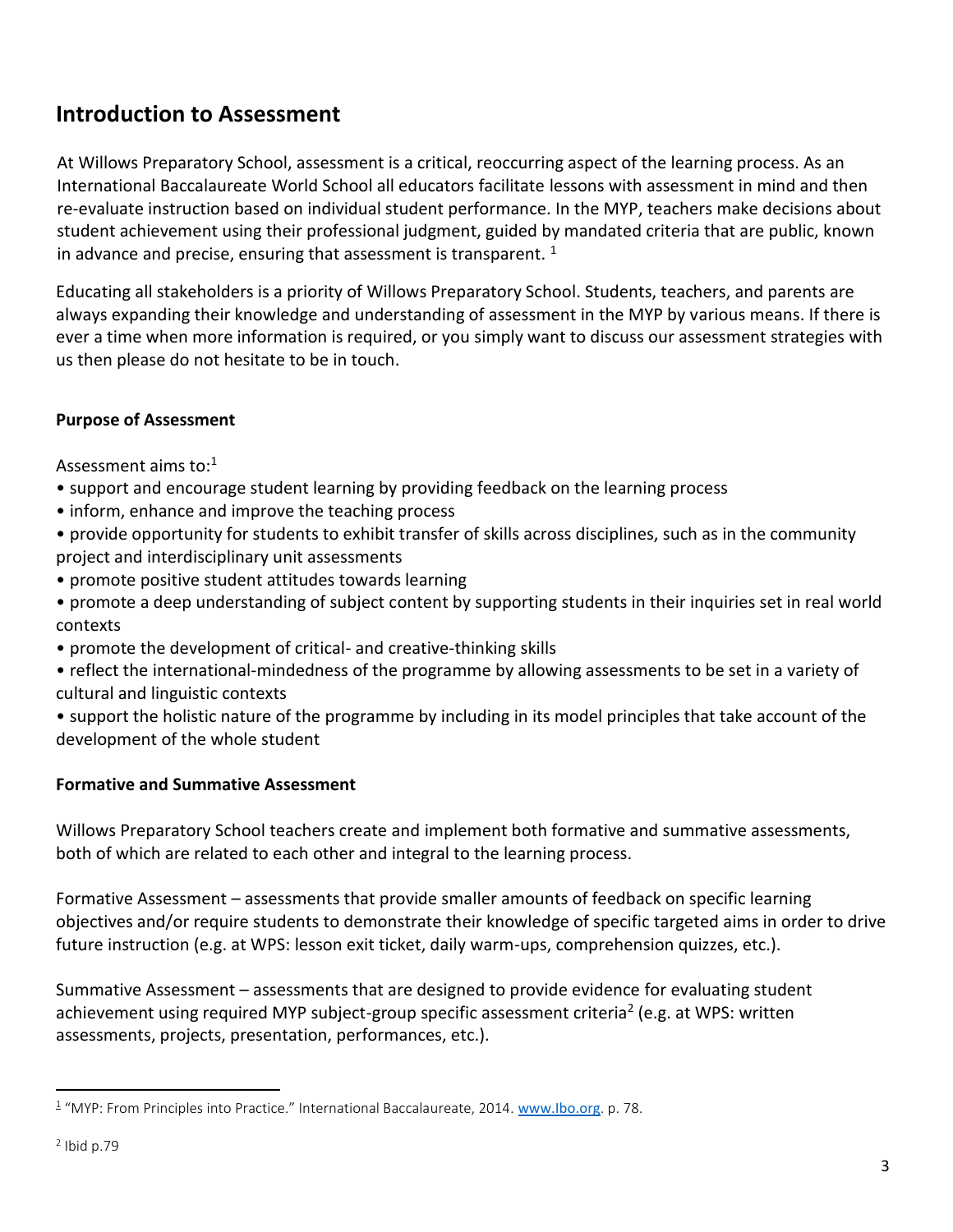## Introduction to Assessment

At Willows Preparatory School, assessment is a critical, reoccurring aspect of the learning process. As an International Baccalaureate World School all educators facilitate lessons with assessment in mind and then re-evaluate instruction based on individual student performance. In the MYP, teachers make decisions about student achievement using their professional judgment, guided by mandated criteria that are public, known in advance and precise, ensuring that assessment is transparent. [1]

Educating all stakeholders is a priority of Willows Preparatory School. Students, teachers, and parents are always expanding their knowledge and understanding of assessment in the MYP by various means. If there is ever a time when more information is required, or you simply want to discuss our assessment strategies with us then please do not hesitate to be in touch.

**Purpose of Assessment**

Assessment aims to:[1]

- support and encourage student learning by providing feedback on the learning process
- inform, enhance and improve the teaching process
- provide opportunity for students to exhibit transfer of skills across disciplines, such as in the community project and interdisciplinary unit assessments
- promote positive student attitudes towards learning
- promote a deep understanding of subject content by supporting students in their inquiries set in real world contexts
- promote the development of critical- and creative-thinking skills
- reflect the international-mindedness of the programme by allowing assessments to be set in a variety of cultural and linguistic contexts
- support the holistic nature of the programme by including in its model principles that take account of the development of the whole student

**Formative and Summative Assessment**

Willows Preparatory School teachers create and implement both formative and summative assessments, both of which are related to each other and integral to the learning process.

Formative Assessment – assessments that provide smaller amounts of feedback on specific learning objectives and/or require students to demonstrate their knowledge of specific targeted aims in order to drive future instruction (e.g. at WPS: lesson exit ticket, daily warm-ups, comprehension quizzes, etc.).

Summative Assessment – assessments that are designed to provide evidence for evaluating student achievement using required MYP subject-group specific assessment criteria[2] (e.g. at WPS: written assessments, projects, presentation, performances, etc.).

---

[1] "MYP: From Principles into Practice." International Baccalaureate, 2014. www.Ibo.org. p. 78.

[2] Ibid p.79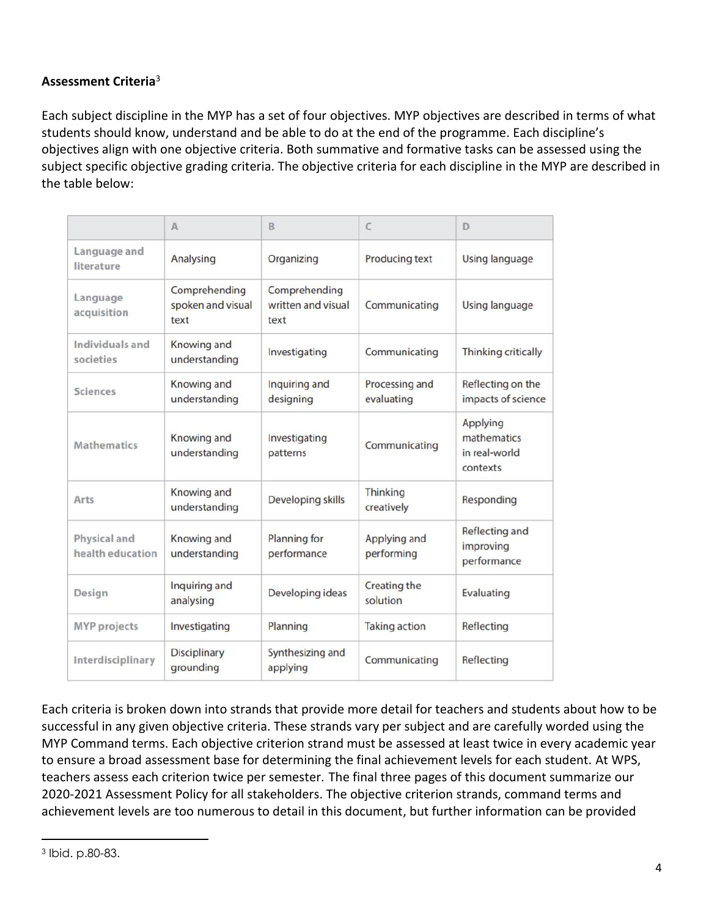**Assessment Criteria**[3]

Each subject discipline in the MYP has a set of four objectives. MYP objectives are described in terms of what students should know, understand and be able to do at the end of the programme. Each discipline's objectives align with one objective criteria. Both summative and formative tasks can be assessed using the subject specific objective grading criteria. The objective criteria for each discipline in the MYP are described in the table below:

| | A | B | C | D |
|---|---|---|---|---|
| Language and literature | Analysing | Organizing | Producing text | Using language |
| Language acquisition | Comprehending spoken and visual text | Comprehending written and visual text | Communicating | Using language |
| Individuals and societies | Knowing and understanding | Investigating | Communicating | Thinking critically |
| Sciences | Knowing and understanding | Inquiring and designing | Processing and evaluating | Reflecting on the impacts of science |
| Mathematics | Knowing and understanding | Investigating patterns | Communicating | Applying mathematics in real-world contexts |
| Arts | Knowing and understanding | Developing skills | Thinking creatively | Responding |
| Physical and health education | Knowing and understanding | Planning for performance | Applying and performing | Reflecting and improving performance |
| Design | Inquiring and analysing | Developing ideas | Creating the solution | Evaluating |
| MYP projects | Investigating | Planning | Taking action | Reflecting |
| Interdisciplinary | Disciplinary grounding | Synthesizing and applying | Communicating | Reflecting |

Each criteria is broken down into strands that provide more detail for teachers and students about how to be successful in any given objective criteria. These strands vary per subject and are carefully worded using the MYP Command terms. Each objective criterion strand must be assessed at least twice in every academic year to ensure a broad assessment base for determining the final achievement levels for each student. At WPS, teachers assess each criterion twice per semester. The final three pages of this document summarize our 2020-2021 Assessment Policy for all stakeholders. The objective criterion strands, command terms and achievement levels are too numerous to detail in this document, but further information can be provided

[3] Ibid. p.80-83.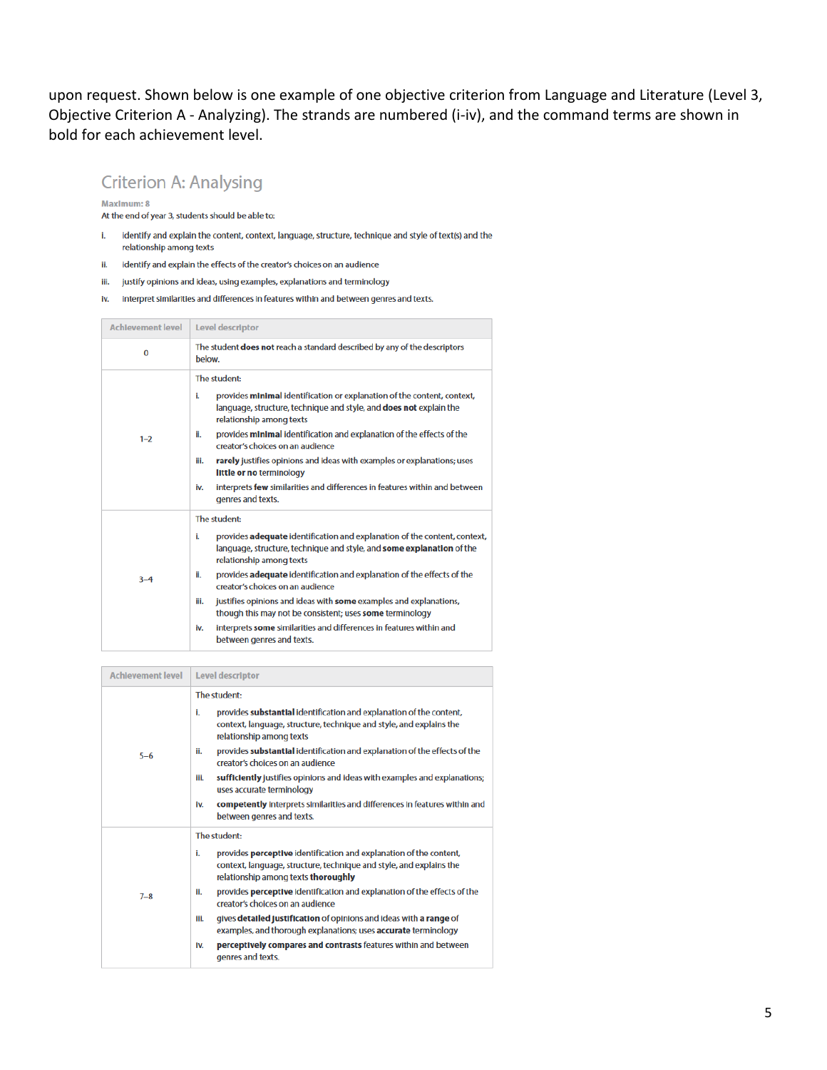upon request. Shown below is one example of one objective criterion from Language and Literature (Level 3, Objective Criterion A - Analyzing). The strands are numbered (i-iv), and the command terms are shown in bold for each achievement level.

## Criterion A: Analysing

**Maximum: 8**

At the end of year 3, students should be able to:

i. identify and explain the content, context, language, structure, technique and style of text(s) and the relationship among texts

ii. identify and explain the effects of the creator's choices on an audience

iii. justify opinions and ideas, using examples, explanations and terminology

iv. interpret similarities and differences in features within and between genres and texts.

| Achievement level | Level descriptor |
| --- | --- |
| 0 | The student **does not** reach a standard described by any of the descriptors below. |
| 1–2 | The student:<br>i. provides **minimal** identification or explanation of the content, context, language, structure, technique and style, and **does not** explain the relationship among texts<br>ii. provides **minimal** identification and explanation of the effects of the creator's choices on an audience<br>iii. **rarely** justifies opinions and ideas with examples or explanations; uses **little or no** terminology<br>iv. interprets **few** similarities and differences in features within and between genres and texts. |
| 3–4 | The student:<br>i. provides **adequate** identification and explanation of the content, context, language, structure, technique and style, and **some explanation** of the relationship among texts<br>ii. provides **adequate** identification and explanation of the effects of the creator's choices on an audience<br>iii. justifies opinions and ideas with **some** examples and explanations, though this may not be consistent; uses **some** terminology<br>iv. interprets **some** similarities and differences in features within and between genres and texts. |
| 5–6 | The student:<br>i. provides **substantial** identification and explanation of the content, context, language, structure, technique and style, and explains the relationship among texts<br>ii. provides **substantial** identification and explanation of the effects of the creator's choices on an audience<br>iii. **sufficiently** justifies opinions and ideas with examples and explanations; uses accurate terminology<br>iv. **competently** interprets similarities and differences in features within and between genres and texts. |
| 7–8 | The student:<br>i. provides **perceptive** identification and explanation of the content, context, language, structure, technique and style, and explains the relationship among texts **thoroughly**<br>ii. provides **perceptive** identification and explanation of the effects of the creator's choices on an audience<br>iii. gives **detailed justification** of opinions and ideas with **a range** of examples, and thorough explanations; uses **accurate** terminology<br>iv. **perceptively compares and contrasts** features within and between genres and texts. |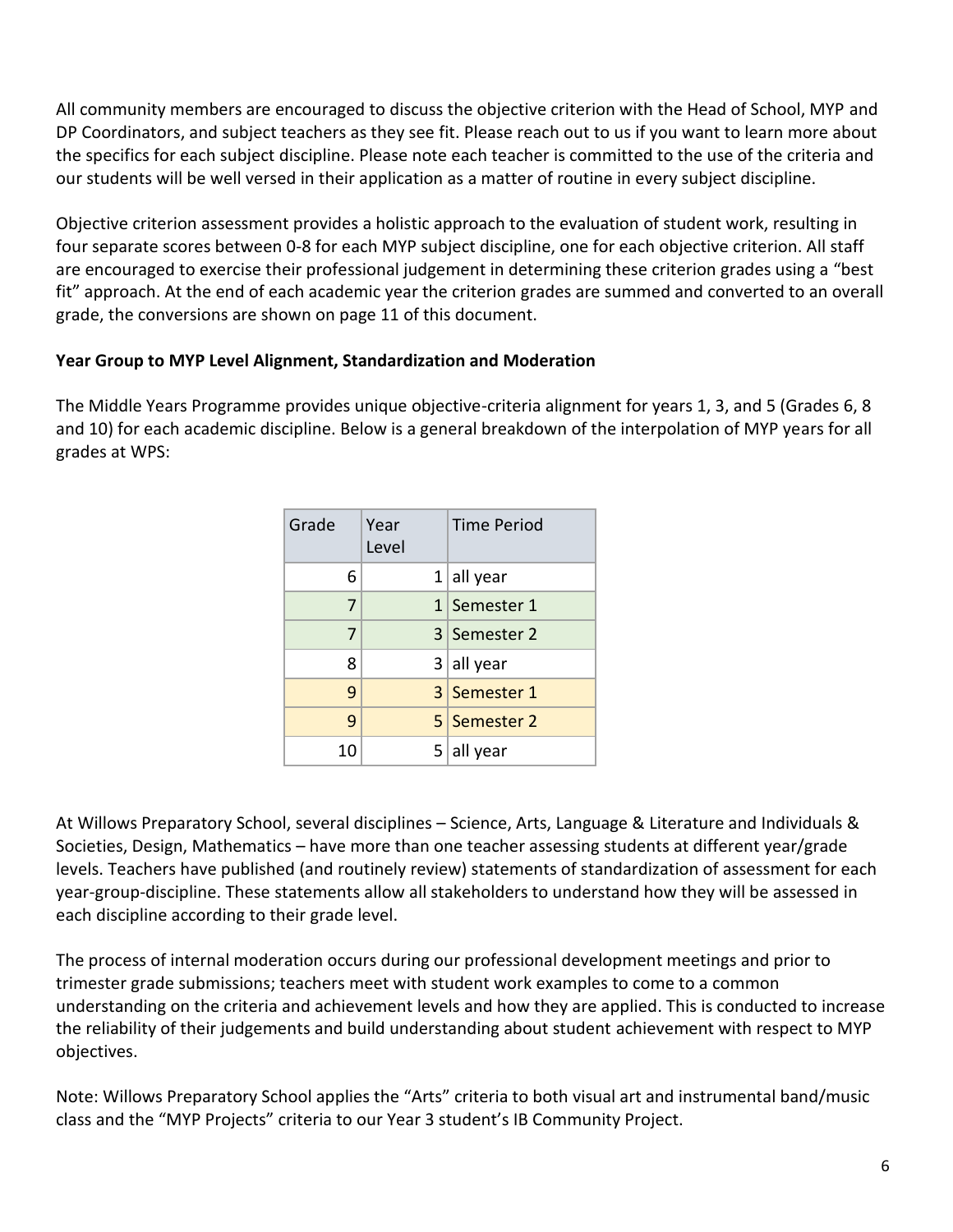All community members are encouraged to discuss the objective criterion with the Head of School, MYP and DP Coordinators, and subject teachers as they see fit. Please reach out to us if you want to learn more about the specifics for each subject discipline. Please note each teacher is committed to the use of the criteria and our students will be well versed in their application as a matter of routine in every subject discipline.

Objective criterion assessment provides a holistic approach to the evaluation of student work, resulting in four separate scores between 0-8 for each MYP subject discipline, one for each objective criterion. All staff are encouraged to exercise their professional judgement in determining these criterion grades using a "best fit" approach. At the end of each academic year the criterion grades are summed and converted to an overall grade, the conversions are shown on page 11 of this document.

**Year Group to MYP Level Alignment, Standardization and Moderation**

The Middle Years Programme provides unique objective-criteria alignment for years 1, 3, and 5 (Grades 6, 8 and 10) for each academic discipline. Below is a general breakdown of the interpolation of MYP years for all grades at WPS:

| Grade | Year Level | Time Period |
|---|---|---|
| 6 | 1 | all year |
| 7 | 1 | Semester 1 |
| 7 | 3 | Semester 2 |
| 8 | 3 | all year |
| 9 | 3 | Semester 1 |
| 9 | 5 | Semester 2 |
| 10 | 5 | all year |

At Willows Preparatory School, several disciplines – Science, Arts, Language & Literature and Individuals & Societies, Design, Mathematics – have more than one teacher assessing students at different year/grade levels. Teachers have published (and routinely review) statements of standardization of assessment for each year-group-discipline. These statements allow all stakeholders to understand how they will be assessed in each discipline according to their grade level.

The process of internal moderation occurs during our professional development meetings and prior to trimester grade submissions; teachers meet with student work examples to come to a common understanding on the criteria and achievement levels and how they are applied. This is conducted to increase the reliability of their judgements and build understanding about student achievement with respect to MYP objectives.

Note: Willows Preparatory School applies the "Arts" criteria to both visual art and instrumental band/music class and the "MYP Projects" criteria to our Year 3 student's IB Community Project.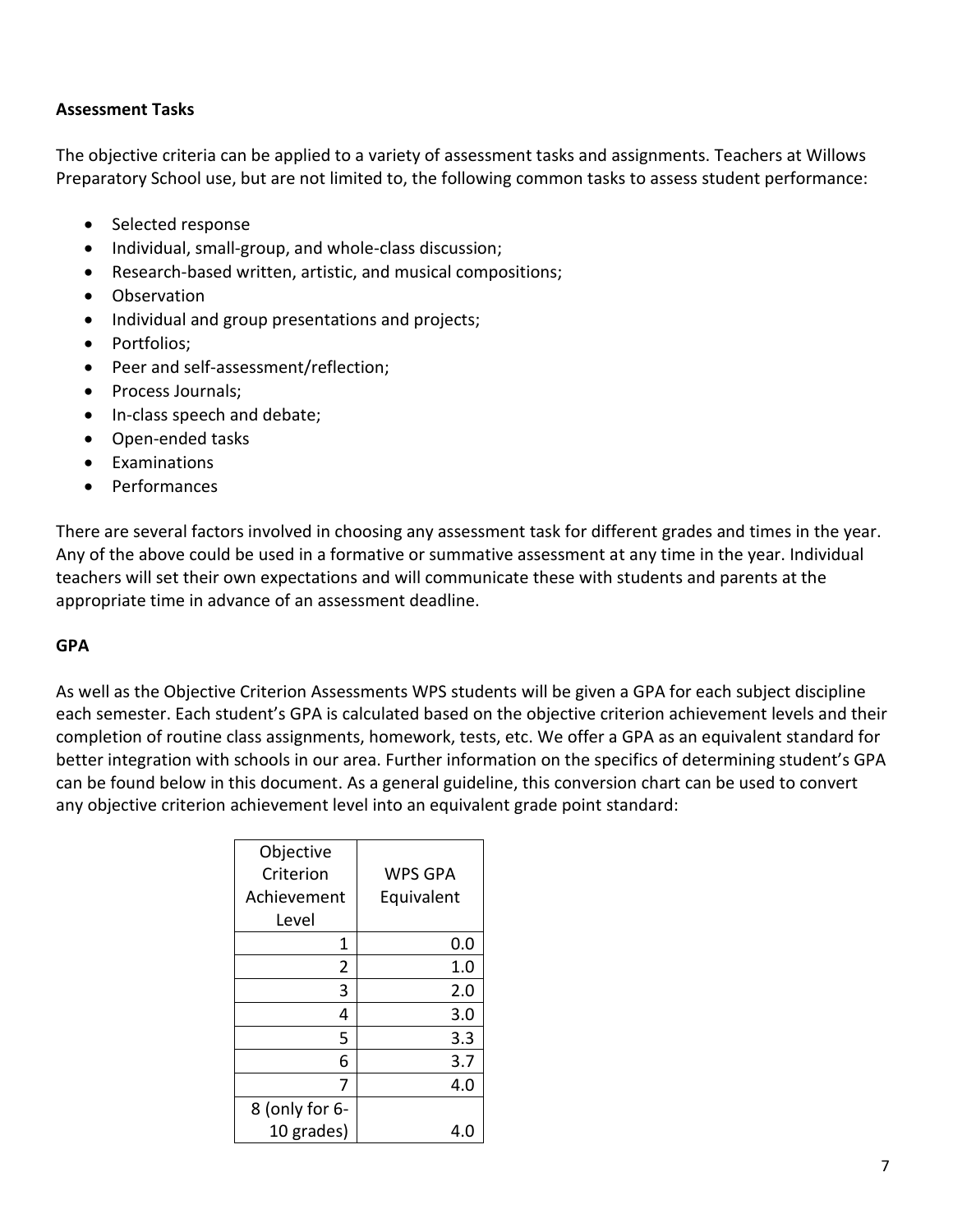**Assessment Tasks**

The objective criteria can be applied to a variety of assessment tasks and assignments. Teachers at Willows Preparatory School use, but are not limited to, the following common tasks to assess student performance:

- Selected response
- Individual, small-group, and whole-class discussion;
- Research-based written, artistic, and musical compositions;
- Observation
- Individual and group presentations and projects;
- Portfolios;
- Peer and self-assessment/reflection;
- Process Journals;
- In-class speech and debate;
- Open-ended tasks
- Examinations
- Performances

There are several factors involved in choosing any assessment task for different grades and times in the year. Any of the above could be used in a formative or summative assessment at any time in the year. Individual teachers will set their own expectations and will communicate these with students and parents at the appropriate time in advance of an assessment deadline.

**GPA**

As well as the Objective Criterion Assessments WPS students will be given a GPA for each subject discipline each semester. Each student's GPA is calculated based on the objective criterion achievement levels and their completion of routine class assignments, homework, tests, etc. We offer a GPA as an equivalent standard for better integration with schools in our area. Further information on the specifics of determining student's GPA can be found below in this document. As a general guideline, this conversion chart can be used to convert any objective criterion achievement level into an equivalent grade point standard:

| Objective Criterion Achievement Level | WPS GPA Equivalent |
|---:|---:|
| 1 | 0.0 |
| 2 | 1.0 |
| 3 | 2.0 |
| 4 | 3.0 |
| 5 | 3.3 |
| 6 | 3.7 |
| 7 | 4.0 |
| 8 (only for 6-10 grades) | 4.0 |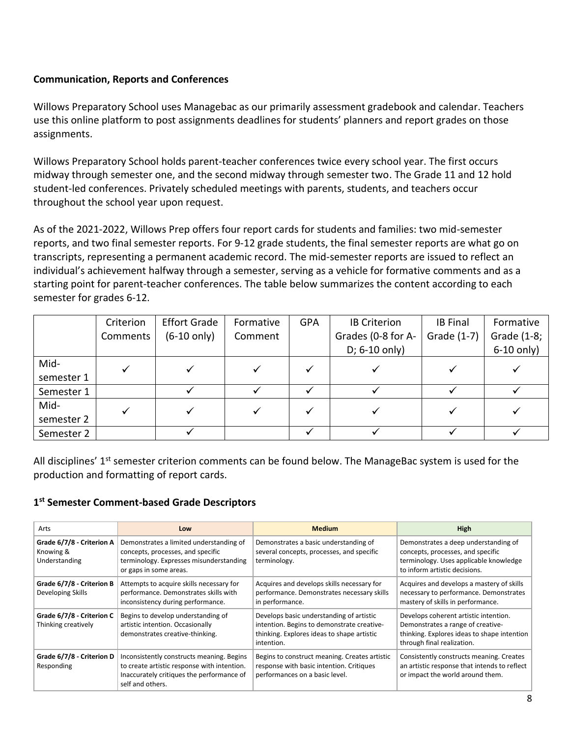**Communication, Reports and Conferences**

Willows Preparatory School uses Managebac as our primarily assessment gradebook and calendar. Teachers use this online platform to post assignments deadlines for students' planners and report grades on those assignments.

Willows Preparatory School holds parent-teacher conferences twice every school year. The first occurs midway through semester one, and the second midway through semester two. The Grade 11 and 12 hold student-led conferences. Privately scheduled meetings with parents, students, and teachers occur throughout the school year upon request.

As of the 2021-2022, Willows Prep offers four report cards for students and families: two mid-semester reports, and two final semester reports. For 9-12 grade students, the final semester reports are what go on transcripts, representing a permanent academic record. The mid-semester reports are issued to reflect an individual's achievement halfway through a semester, serving as a vehicle for formative comments and as a starting point for parent-teacher conferences. The table below summarizes the content according to each semester for grades 6-12.

| | Criterion Comments | Effort Grade (6-10 only) | Formative Comment | GPA | IB Criterion Grades (0-8 for A-D; 6-10 only) | IB Final Grade (1-7) | Formative Grade (1-8; 6-10 only) |
|---|---|---|---|---|---|---|---|
| Mid-semester 1 | ✓ | ✓ | ✓ | ✓ | ✓ | ✓ | ✓ |
| Semester 1 | | ✓ | ✓ | ✓ | ✓ | ✓ | ✓ |
| Mid-semester 2 | ✓ | ✓ | ✓ | ✓ | ✓ | ✓ | ✓ |
| Semester 2 | | ✓ | | ✓ | ✓ | ✓ | ✓ |

All disciplines' 1st semester criterion comments can be found below. The ManageBac system is used for the production and formatting of report cards.

## 1st Semester Comment-based Grade Descriptors

| Arts | Low | Medium | High |
|---|---|---|---|
| **Grade 6/7/8 - Criterion A** Knowing & Understanding | Demonstrates a limited understanding of concepts, processes, and specific terminology. Expresses misunderstanding or gaps in some areas. | Demonstrates a basic understanding of several concepts, processes, and specific terminology. | Demonstrates a deep understanding of concepts, processes, and specific terminology. Uses applicable knowledge to inform artistic decisions. |
| **Grade 6/7/8 - Criterion B** Developing Skills | Attempts to acquire skills necessary for performance. Demonstrates skills with inconsistency during performance. | Acquires and develops skills necessary for performance. Demonstrates necessary skills in performance. | Acquires and develops a mastery of skills necessary to performance. Demonstrates mastery of skills in performance. |
| **Grade 6/7/8 - Criterion C** Thinking creatively | Begins to develop understanding of artistic intention. Occasionally demonstrates creative-thinking. | Develops basic understanding of artistic intention. Begins to demonstrate creative-thinking. Explores ideas to shape artistic intention. | Develops coherent artistic intention. Demonstrates a range of creative-thinking. Explores ideas to shape intention through final realization. |
| **Grade 6/7/8 - Criterion D** Responding | Inconsistently constructs meaning. Begins to create artistic response with intention. Inaccurately critiques the performance of self and others. | Begins to construct meaning. Creates artistic response with basic intention. Critiques performances on a basic level. | Consistently constructs meaning. Creates an artistic response that intends to reflect or impact the world around them. |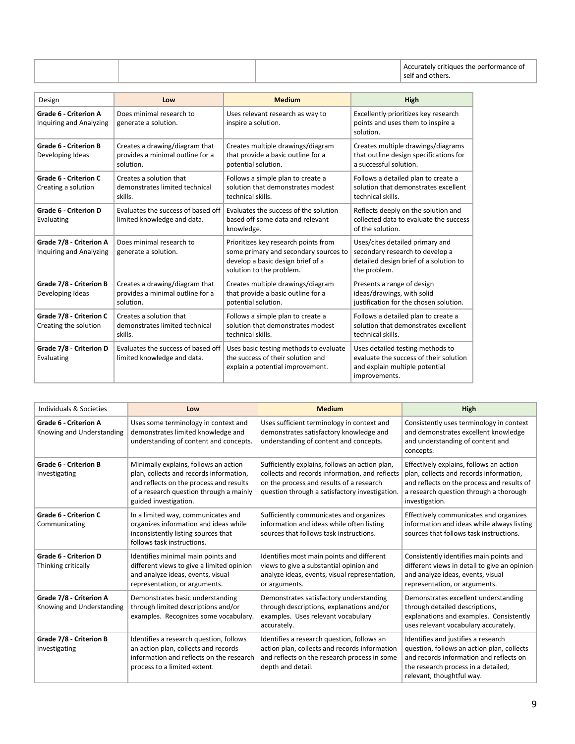| | | | |
|---|---|---|---|
| | | | Accurately critiques the performance of self and others. |

| Design | Low | Medium | High |
|---|---|---|---|
| **Grade 6 - Criterion A** Inquiring and Analyzing | Does minimal research to generate a solution. | Uses relevant research as way to inspire a solution. | Excellently prioritizes key research points and uses them to inspire a solution. |
| **Grade 6 - Criterion B** Developing Ideas | Creates a drawing/diagram that provides a minimal outline for a solution. | Creates multiple drawings/diagram that provide a basic outline for a potential solution. | Creates multiple drawings/diagrams that outline design specifications for a successful solution. |
| **Grade 6 - Criterion C** Creating a solution | Creates a solution that demonstrates limited technical skills. | Follows a simple plan to create a solution that demonstrates modest technical skills. | Follows a detailed plan to create a solution that demonstrates excellent technical skills. |
| **Grade 6 - Criterion D** Evaluating | Evaluates the success of based off limited knowledge and data. | Evaluates the success of the solution based off some data and relevant knowledge. | Reflects deeply on the solution and collected data to evaluate the success of the solution. |
| **Grade 7/8 - Criterion A** Inquiring and Analyzing | Does minimal research to generate a solution. | Prioritizes key research points from some primary and secondary sources to develop a basic design brief of a solution to the problem. | Uses/cites detailed primary and secondary research to develop a detailed design brief of a solution to the problem. |
| **Grade 7/8 - Criterion B** Developing Ideas | Creates a drawing/diagram that provides a minimal outline for a solution. | Creates multiple drawings/diagram that provide a basic outline for a potential solution. | Presents a range of design ideas/drawings, with solid justification for the chosen solution. |
| **Grade 7/8 - Criterion C** Creating the solution | Creates a solution that demonstrates limited technical skills. | Follows a simple plan to create a solution that demonstrates modest technical skills. | Follows a detailed plan to create a solution that demonstrates excellent technical skills. |
| **Grade 7/8 - Criterion D** Evaluating | Evaluates the success of based off limited knowledge and data. | Uses basic testing methods to evaluate the success of their solution and explain a potential improvement. | Uses detailed testing methods to evaluate the success of their solution and explain multiple potential improvements. |

| Individuals & Societies | Low | Medium | High |
|---|---|---|---|
| **Grade 6 - Criterion A** Knowing and Understanding | Uses some terminology in context and demonstrates limited knowledge and understanding of content and concepts. | Uses sufficient terminology in context and demonstrates satisfactory knowledge and understanding of content and concepts. | Consistently uses terminology in context and demonstrates excellent knowledge and understanding of content and concepts. |
| **Grade 6 - Criterion B** Investigating | Minimally explains, follows an action plan, collects and records information, and reflects on the process and results of a research question through a mainly guided investigation. | Sufficiently explains, follows an action plan, collects and records information, and reflects on the process and results of a research question through a satisfactory investigation. | Effectively explains, follows an action plan, collects and records information, and reflects on the process and results of a research question through a thorough investigation. |
| **Grade 6 - Criterion C** Communicating | In a limited way, communicates and organizes information and ideas while inconsistently listing sources that follows task instructions. | Sufficiently communicates and organizes information and ideas while often listing sources that follows task instructions. | Effectively communicates and organizes information and ideas while always listing sources that follows task instructions. |
| **Grade 6 - Criterion D** Thinking critically | Identifies minimal main points and different views to give a limited opinion and analyze ideas, events, visual representation, or arguments. | Identifies most main points and different views to give a substantial opinion and analyze ideas, events, visual representation, or arguments. | Consistently identifies main points and different views in detail to give an opinion and analyze ideas, events, visual representation, or arguments. |
| **Grade 7/8 - Criterion A** Knowing and Understanding | Demonstrates basic understanding through limited descriptions and/or examples. Recognizes some vocabulary. | Demonstrates satisfactory understanding through descriptions, explanations and/or examples. Uses relevant vocabulary accurately. | Demonstrates excellent understanding through detailed descriptions, explanations and examples. Consistently uses relevant vocabulary accurately. |
| **Grade 7/8 - Criterion B** Investigating | Identifies a research question, follows an action plan, collects and records information and reflects on the research process to a limited extent. | Identifies a research question, follows an action plan, collects and records information and reflects on the research process in some depth and detail. | Identifies and justifies a research question, follows an action plan, collects and records information and reflects on the research process in a detailed, relevant, thoughtful way. |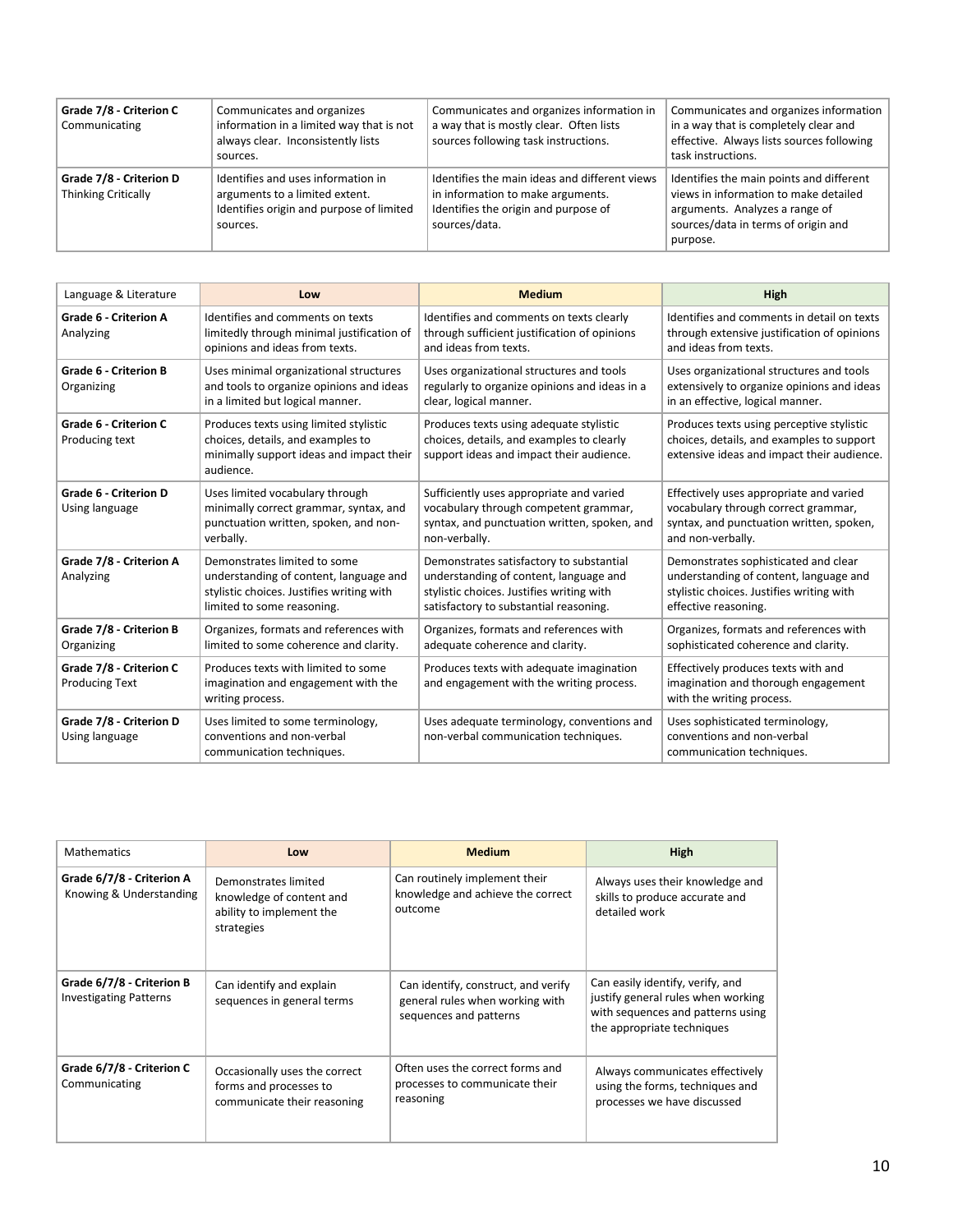| Grade 7/8 - Criterion C Communicating | Communicates and organizes information in a limited way that is not always clear. Inconsistently lists sources. | Communicates and organizes information in a way that is mostly clear. Often lists sources following task instructions. | Communicates and organizes information in a way that is completely clear and effective. Always lists sources following task instructions. |
|---|---|---|---|
| **Grade 7/8 - Criterion D** Thinking Critically | Identifies and uses information in arguments to a limited extent. Identifies origin and purpose of limited sources. | Identifies the main ideas and different views in information to make arguments. Identifies the origin and purpose of sources/data. | Identifies the main points and different views in information to make detailed arguments. Analyzes a range of sources/data in terms of origin and purpose. |

| Language & Literature | Low | Medium | High |
|---|---|---|---|
| **Grade 6 - Criterion A** Analyzing | Identifies and comments on texts limitedly through minimal justification of opinions and ideas from texts. | Identifies and comments on texts clearly through sufficient justification of opinions and ideas from texts. | Identifies and comments in detail on texts through extensive justification of opinions and ideas from texts. |
| **Grade 6 - Criterion B** Organizing | Uses minimal organizational structures and tools to organize opinions and ideas in a limited but logical manner. | Uses organizational structures and tools regularly to organize opinions and ideas in a clear, logical manner. | Uses organizational structures and tools extensively to organize opinions and ideas in an effective, logical manner. |
| **Grade 6 - Criterion C** Producing text | Produces texts using limited stylistic choices, details, and examples to minimally support ideas and impact their audience. | Produces texts using adequate stylistic choices, details, and examples to clearly support ideas and impact their audience. | Produces texts using perceptive stylistic choices, details, and examples to support extensive ideas and impact their audience. |
| **Grade 6 - Criterion D** Using language | Uses limited vocabulary through minimally correct grammar, syntax, and punctuation written, spoken, and non-verbally. | Sufficiently uses appropriate and varied vocabulary through competent grammar, syntax, and punctuation written, spoken, and non-verbally. | Effectively uses appropriate and varied vocabulary through correct grammar, syntax, and punctuation written, spoken, and non-verbally. |
| **Grade 7/8 - Criterion A** Analyzing | Demonstrates limited to some understanding of content, language and stylistic choices. Justifies writing with limited to some reasoning. | Demonstrates satisfactory to substantial understanding of content, language and stylistic choices. Justifies writing with satisfactory to substantial reasoning. | Demonstrates sophisticated and clear understanding of content, language and stylistic choices. Justifies writing with effective reasoning. |
| **Grade 7/8 - Criterion B** Organizing | Organizes, formats and references with limited to some coherence and clarity. | Organizes, formats and references with adequate coherence and clarity. | Organizes, formats and references with sophisticated coherence and clarity. |
| **Grade 7/8 - Criterion C** Producing Text | Produces texts with limited to some imagination and engagement with the writing process. | Produces texts with adequate imagination and engagement with the writing process. | Effectively produces texts with and imagination and thorough engagement with the writing process. |
| **Grade 7/8 - Criterion D** Using language | Uses limited to some terminology, conventions and non-verbal communication techniques. | Uses adequate terminology, conventions and non-verbal communication techniques. | Uses sophisticated terminology, conventions and non-verbal communication techniques. |

| Mathematics | Low | Medium | High |
|---|---|---|---|
| **Grade 6/7/8 - Criterion A** Knowing & Understanding | Demonstrates limited knowledge of content and ability to implement the strategies | Can routinely implement their knowledge and achieve the correct outcome | Always uses their knowledge and skills to produce accurate and detailed work |
| **Grade 6/7/8 - Criterion B** Investigating Patterns | Can identify and explain sequences in general terms | Can identify, construct, and verify general rules when working with sequences and patterns | Can easily identify, verify, and justify general rules when working with sequences and patterns using the appropriate techniques |
| **Grade 6/7/8 - Criterion C** Communicating | Occasionally uses the correct forms and processes to communicate their reasoning | Often uses the correct forms and processes to communicate their reasoning | Always communicates effectively using the forms, techniques and processes we have discussed |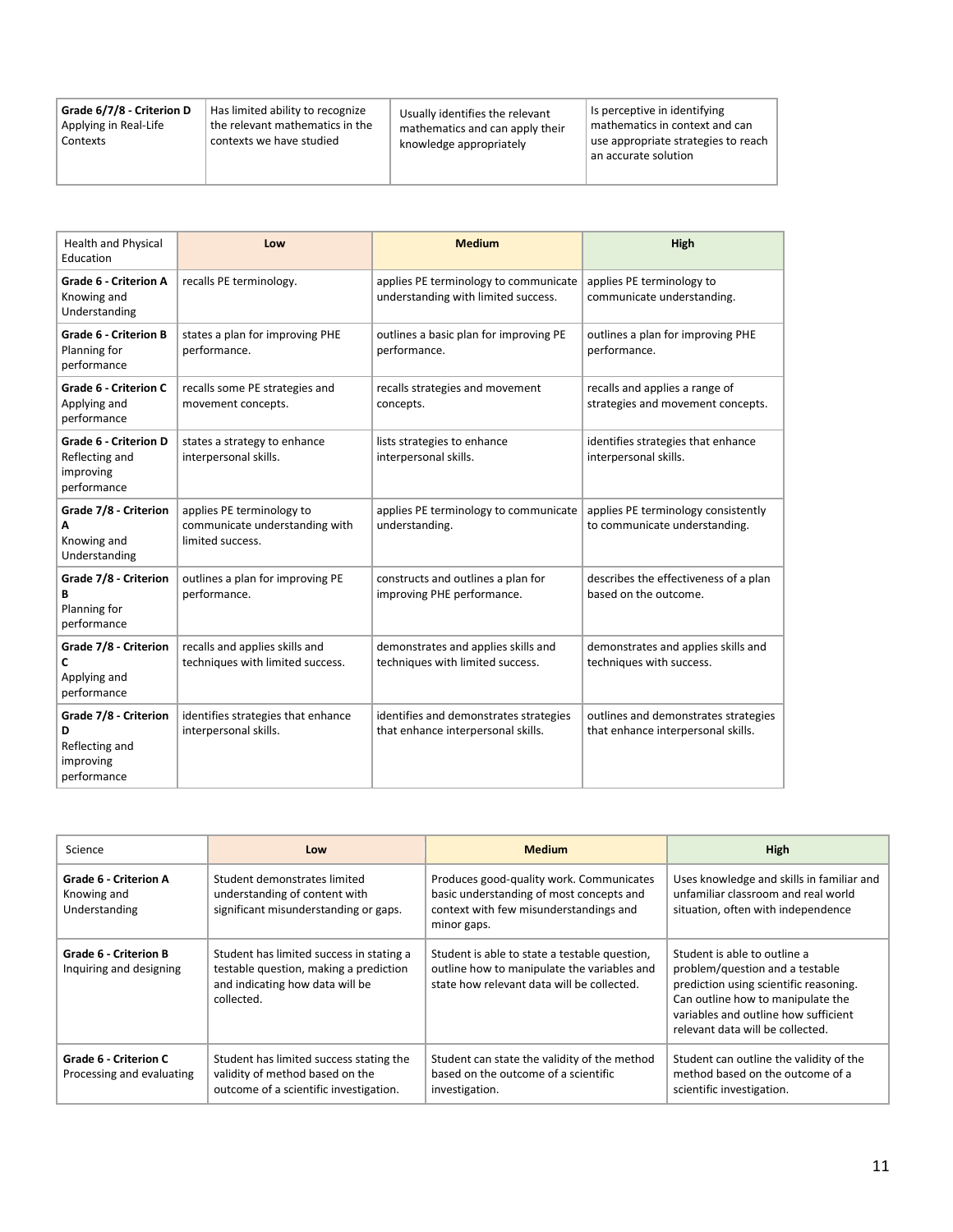| **Grade 6/7/8 - Criterion D** Applying in Real-Life Contexts | Has limited ability to recognize the relevant mathematics in the contexts we have studied | Usually identifies the relevant mathematics and can apply their knowledge appropriately | Is perceptive in identifying mathematics in context and can use appropriate strategies to reach an accurate solution |
|---|---|---|---|

| Health and Physical Education | Low | Medium | High |
|---|---|---|---|
| **Grade 6 - Criterion A** Knowing and Understanding | recalls PE terminology. | applies PE terminology to communicate understanding with limited success. | applies PE terminology to communicate understanding. |
| **Grade 6 - Criterion B** Planning for performance | states a plan for improving PHE performance. | outlines a basic plan for improving PE performance. | outlines a plan for improving PHE performance. |
| **Grade 6 - Criterion C** Applying and performance | recalls some PE strategies and movement concepts. | recalls strategies and movement concepts. | recalls and applies a range of strategies and movement concepts. |
| **Grade 6 - Criterion D** Reflecting and improving performance | states a strategy to enhance interpersonal skills. | lists strategies to enhance interpersonal skills. | identifies strategies that enhance interpersonal skills. |
| **Grade 7/8 - Criterion A** Knowing and Understanding | applies PE terminology to communicate understanding with limited success. | applies PE terminology to communicate understanding. | applies PE terminology consistently to communicate understanding. |
| **Grade 7/8 - Criterion B** Planning for performance | outlines a plan for improving PE performance. | constructs and outlines a plan for improving PHE performance. | describes the effectiveness of a plan based on the outcome. |
| **Grade 7/8 - Criterion C** Applying and performance | recalls and applies skills and techniques with limited success. | demonstrates and applies skills and techniques with limited success. | demonstrates and applies skills and techniques with success. |
| **Grade 7/8 - Criterion D** Reflecting and improving performance | identifies strategies that enhance interpersonal skills. | identifies and demonstrates strategies that enhance interpersonal skills. | outlines and demonstrates strategies that enhance interpersonal skills. |

| Science | Low | Medium | High |
|---|---|---|---|
| **Grade 6 - Criterion A** Knowing and Understanding | Student demonstrates limited understanding of content with significant misunderstanding or gaps. | Produces good-quality work. Communicates basic understanding of most concepts and context with few misunderstandings and minor gaps. | Uses knowledge and skills in familiar and unfamiliar classroom and real world situation, often with independence |
| **Grade 6 - Criterion B** Inquiring and designing | Student has limited success in stating a testable question, making a prediction and indicating how data will be collected. | Student is able to state a testable question, outline how to manipulate the variables and state how relevant data will be collected. | Student is able to outline a problem/question and a testable prediction using scientific reasoning. Can outline how to manipulate the variables and outline how sufficient relevant data will be collected. |
| **Grade 6 - Criterion C** Processing and evaluating | Student has limited success stating the validity of method based on the outcome of a scientific investigation. | Student can state the validity of the method based on the outcome of a scientific investigation. | Student can outline the validity of the method based on the outcome of a scientific investigation. |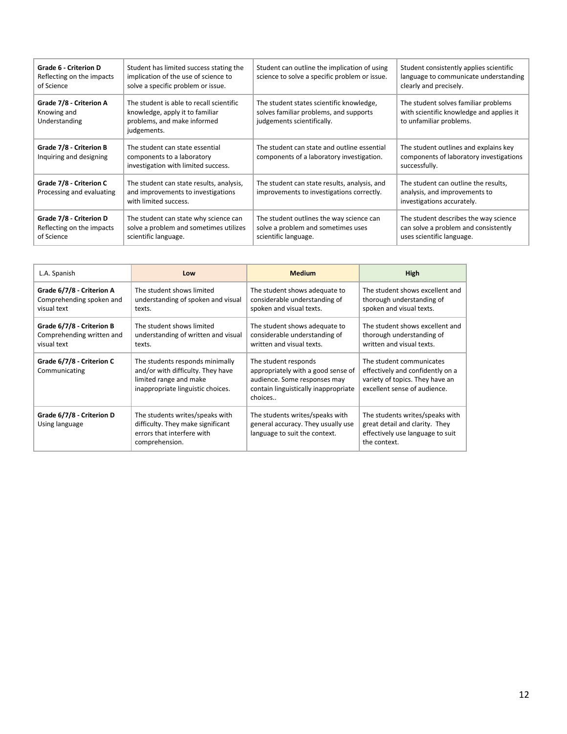| | | | |
|---|---|---|---|
| **Grade 6 - Criterion D** Reflecting on the impacts of Science | Student has limited success stating the implication of the use of science to solve a specific problem or issue. | Student can outline the implication of using science to solve a specific problem or issue. | Student consistently applies scientific language to communicate understanding clearly and precisely. |
| **Grade 7/8 - Criterion A** Knowing and Understanding | The student is able to recall scientific knowledge, apply it to familiar problems, and make informed judgements. | The student states scientific knowledge, solves familiar problems, and supports judgements scientifically. | The student solves familiar problems with scientific knowledge and applies it to unfamiliar problems. |
| **Grade 7/8 - Criterion B** Inquiring and designing | The student can state essential components to a laboratory investigation with limited success. | The student can state and outline essential components of a laboratory investigation. | The student outlines and explains key components of laboratory investigations successfully. |
| **Grade 7/8 - Criterion C** Processing and evaluating | The student can state results, analysis, and improvements to investigations with limited success. | The student can state results, analysis, and improvements to investigations correctly. | The student can outline the results, analysis, and improvements to investigations accurately. |
| **Grade 7/8 - Criterion D** Reflecting on the impacts of Science | The student can state why science can solve a problem and sometimes utilizes scientific language. | The student outlines the way science can solve a problem and sometimes uses scientific language. | The student describes the way science can solve a problem and consistently uses scientific language. |

| L.A. Spanish | **Low** | **Medium** | **High** |
|---|---|---|---|
| **Grade 6/7/8 - Criterion A** Comprehending spoken and visual text | The student shows limited understanding of spoken and visual texts. | The student shows adequate to considerable understanding of spoken and visual texts. | The student shows excellent and thorough understanding of spoken and visual texts. |
| **Grade 6/7/8 - Criterion B** Comprehending written and visual text | The student shows limited understanding of written and visual texts. | The student shows adequate to considerable understanding of written and visual texts. | The student shows excellent and thorough understanding of written and visual texts. |
| **Grade 6/7/8 - Criterion C** Communicating | The students responds minimally and/or with difficulty. They have limited range and make inappropriate linguistic choices. | The student responds appropriately with a good sense of audience. Some responses may contain linguistically inappropriate choices.. | The student communicates effectively and confidently on a variety of topics. They have an excellent sense of audience. |
| **Grade 6/7/8 - Criterion D** Using language | The students writes/speaks with difficulty. They make significant errors that interfere with comprehension. | The students writes/speaks with general accuracy. They usually use language to suit the context. | The students writes/speaks with great detail and clarity. They effectively use language to suit the context. |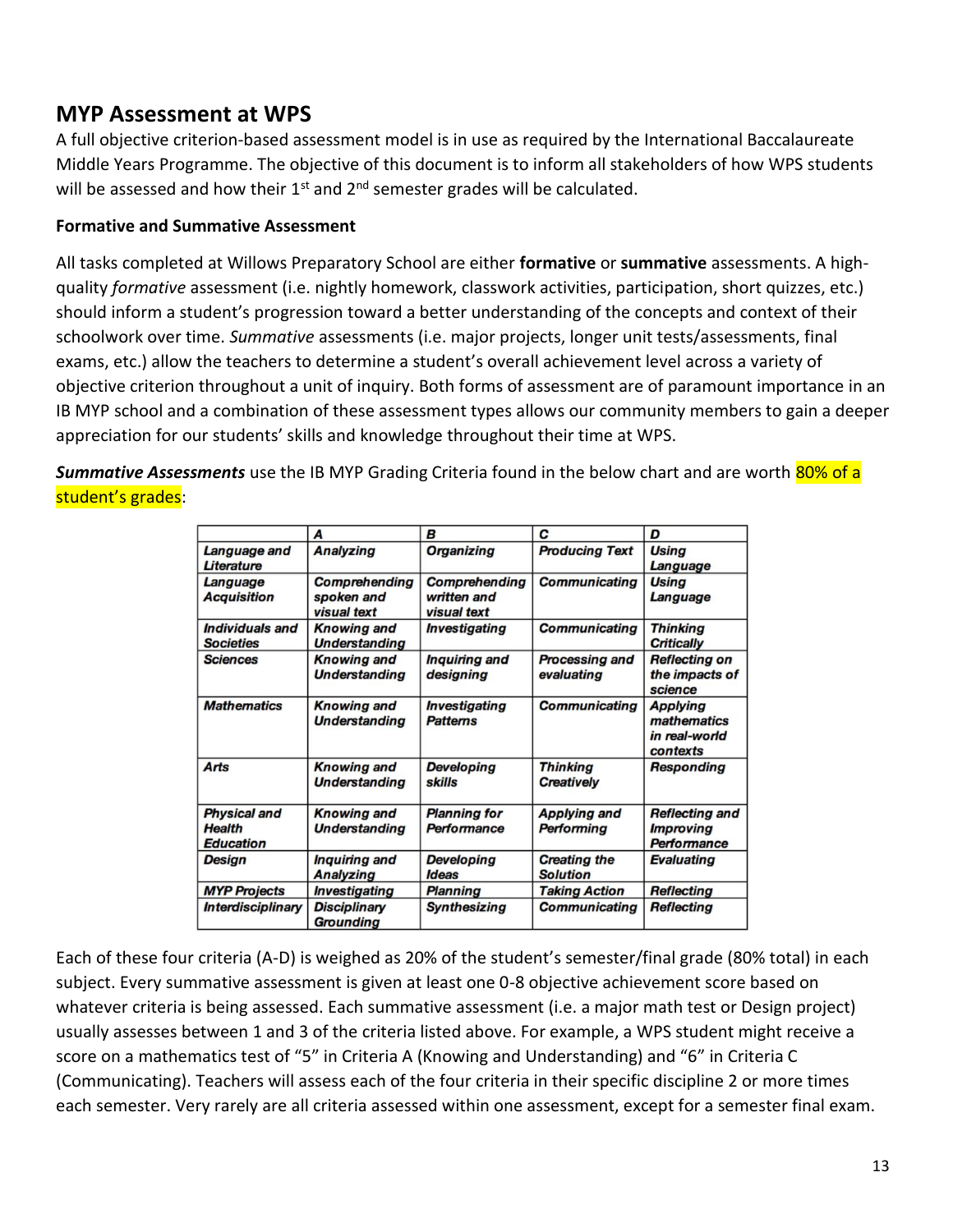## MYP Assessment at WPS

A full objective criterion-based assessment model is in use as required by the International Baccalaureate Middle Years Programme. The objective of this document is to inform all stakeholders of how WPS students will be assessed and how their 1st and 2nd semester grades will be calculated.

**Formative and Summative Assessment**

All tasks completed at Willows Preparatory School are either **formative** or **summative** assessments. A high-quality *formative* assessment (i.e. nightly homework, classwork activities, participation, short quizzes, etc.) should inform a student's progression toward a better understanding of the concepts and context of their schoolwork over time. *Summative* assessments (i.e. major projects, longer unit tests/assessments, final exams, etc.) allow the teachers to determine a student's overall achievement level across a variety of objective criterion throughout a unit of inquiry. Both forms of assessment are of paramount importance in an IB MYP school and a combination of these assessment types allows our community members to gain a deeper appreciation for our students' skills and knowledge throughout their time at WPS.

***Summative Assessments*** use the IB MYP Grading Criteria found in the below chart and are worth 80% of a student's grades:

| | *A* | *B* | *C* | *D* |
|---|---|---|---|---|
| *Language and Literature* | *Analyzing* | *Organizing* | *Producing Text* | *Using Language* |
| *Language Acquisition* | *Comprehending spoken and visual text* | *Comprehending written and visual text* | *Communicating* | *Using Language* |
| *Individuals and Societies* | *Knowing and Understanding* | *Investigating* | *Communicating* | *Thinking Critically* |
| *Sciences* | *Knowing and Understanding* | *Inquiring and designing* | *Processing and evaluating* | *Reflecting on the impacts of science* |
| *Mathematics* | *Knowing and Understanding* | *Investigating Patterns* | *Communicating* | *Applying mathematics in real-world contexts* |
| *Arts* | *Knowing and Understanding* | *Developing skills* | *Thinking Creatively* | *Responding* |
| *Physical and Health Education* | *Knowing and Understanding* | *Planning for Performance* | *Applying and Performing* | *Reflecting and Improving Performance* |
| *Design* | *Inquiring and Analyzing* | *Developing Ideas* | *Creating the Solution* | *Evaluating* |
| *MYP Projects* | *Investigating* | *Planning* | *Taking Action* | *Reflecting* |
| *Interdisciplinary* | *Disciplinary Grounding* | *Synthesizing* | *Communicating* | *Reflecting* |

Each of these four criteria (A-D) is weighed as 20% of the student's semester/final grade (80% total) in each subject. Every summative assessment is given at least one 0-8 objective achievement score based on whatever criteria is being assessed. Each summative assessment (i.e. a major math test or Design project) usually assesses between 1 and 3 of the criteria listed above. For example, a WPS student might receive a score on a mathematics test of "5" in Criteria A (Knowing and Understanding) and "6" in Criteria C (Communicating). Teachers will assess each of the four criteria in their specific discipline 2 or more times each semester. Very rarely are all criteria assessed within one assessment, except for a semester final exam.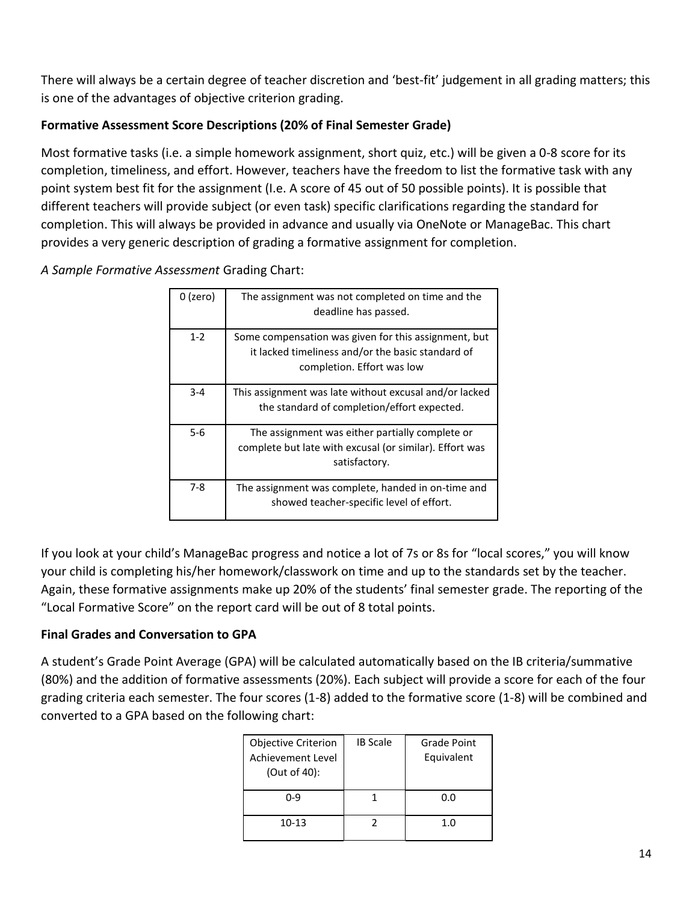There will always be a certain degree of teacher discretion and 'best-fit' judgement in all grading matters; this is one of the advantages of objective criterion grading.

**Formative Assessment Score Descriptions (20% of Final Semester Grade)**

Most formative tasks (i.e. a simple homework assignment, short quiz, etc.) will be given a 0-8 score for its completion, timeliness, and effort. However, teachers have the freedom to list the formative task with any point system best fit for the assignment (I.e. A score of 45 out of 50 possible points). It is possible that different teachers will provide subject (or even task) specific clarifications regarding the standard for completion. This will always be provided in advance and usually via OneNote or ManageBac. This chart provides a very generic description of grading a formative assignment for completion.

*A Sample Formative Assessment* Grading Chart:

| | |
|---|---|
| 0 (zero) | The assignment was not completed on time and the deadline has passed. |
| 1-2 | Some compensation was given for this assignment, but it lacked timeliness and/or the basic standard of completion. Effort was low |
| 3-4 | This assignment was late without excusal and/or lacked the standard of completion/effort expected. |
| 5-6 | The assignment was either partially complete or complete but late with excusal (or similar). Effort was satisfactory. |
| 7-8 | The assignment was complete, handed in on-time and showed teacher-specific level of effort. |

If you look at your child's ManageBac progress and notice a lot of 7s or 8s for "local scores," you will know your child is completing his/her homework/classwork on time and up to the standards set by the teacher. Again, these formative assignments make up 20% of the students' final semester grade. The reporting of the "Local Formative Score" on the report card will be out of 8 total points.

**Final Grades and Conversation to GPA**

A student's Grade Point Average (GPA) will be calculated automatically based on the IB criteria/summative (80%) and the addition of formative assessments (20%). Each subject will provide a score for each of the four grading criteria each semester. The four scores (1-8) added to the formative score (1-8) will be combined and converted to a GPA based on the following chart:

| Objective Criterion Achievement Level (Out of 40): | IB Scale | Grade Point Equivalent |
|---|---|---|
| 0-9 | 1 | 0.0 |
| 10-13 | 2 | 1.0 |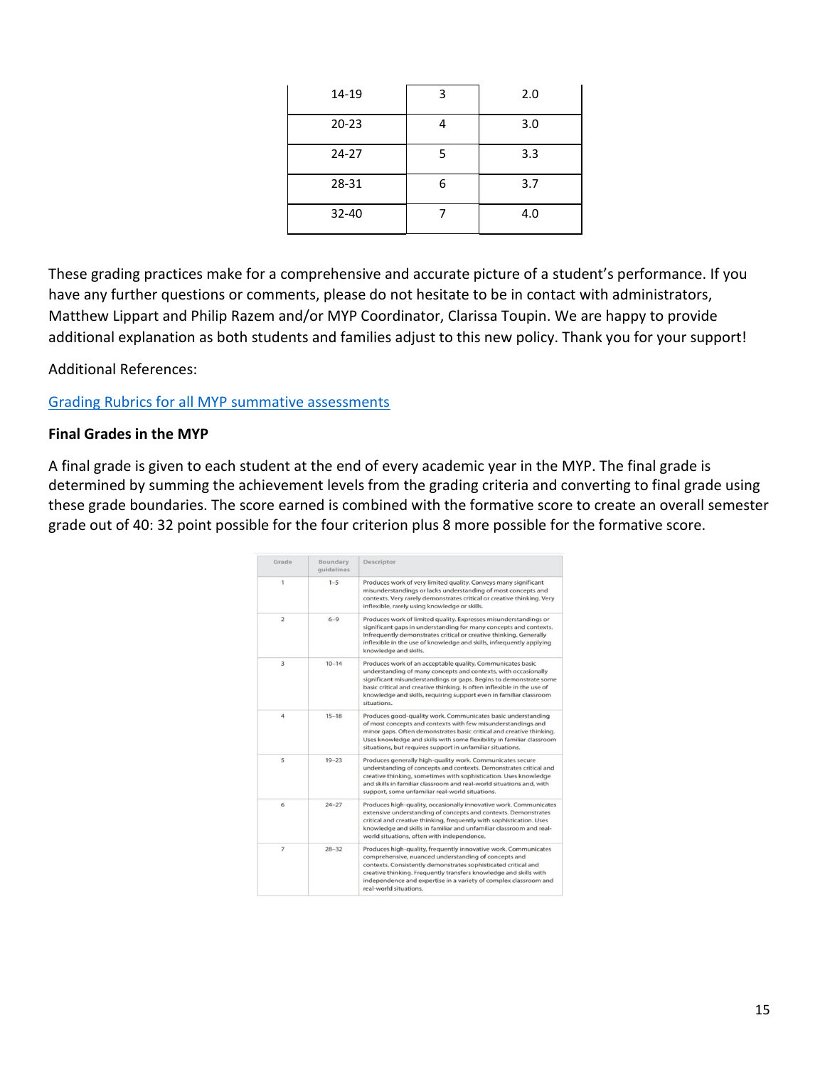| 14-19 | 3 | 2.0 |
|---|---|---|
| 20-23 | 4 | 3.0 |
| 24-27 | 5 | 3.3 |
| 28-31 | 6 | 3.7 |
| 32-40 | 7 | 4.0 |

These grading practices make for a comprehensive and accurate picture of a student's performance. If you have any further questions or comments, please do not hesitate to be in contact with administrators, Matthew Lippart and Philip Razem and/or MYP Coordinator, Clarissa Toupin. We are happy to provide additional explanation as both students and families adjust to this new policy. Thank you for your support!

Additional References:

[Grading Rubrics for all MYP summative assessments]

**Final Grades in the MYP**

A final grade is given to each student at the end of every academic year in the MYP. The final grade is determined by summing the achievement levels from the grading criteria and converting to final grade using these grade boundaries. The score earned is combined with the formative score to create an overall semester grade out of 40: 32 point possible for the four criterion plus 8 more possible for the formative score.

| Grade | Boundary guidelines | Descriptor |
|---|---|---|
| 1 | 1–5 | Produces work of very limited quality. Conveys many significant misunderstandings or lacks understanding of most concepts and contexts. Very rarely demonstrates critical or creative thinking. Very inflexible, rarely using knowledge or skills. |
| 2 | 6–9 | Produces work of limited quality. Expresses misunderstandings or significant gaps in understanding for many concepts and contexts. Infrequently demonstrates critical or creative thinking. Generally inflexible in the use of knowledge and skills, infrequently applying knowledge and skills. |
| 3 | 10–14 | Produces work of an acceptable quality. Communicates basic understanding of many concepts and contexts, with occasionally significant misunderstandings or gaps. Begins to demonstrate some basic critical and creative thinking. Is often inflexible in the use of knowledge and skills, requiring support even in familiar classroom situations. |
| 4 | 15–18 | Produces good-quality work. Communicates basic understanding of most concepts and contexts with few misunderstandings and minor gaps. Often demonstrates basic critical and creative thinking. Uses knowledge and skills with some flexibility in familiar classroom situations, but requires support in unfamiliar situations. |
| 5 | 19–23 | Produces generally high-quality work. Communicates secure understanding of concepts and contexts. Demonstrates critical and creative thinking, sometimes with sophistication. Uses knowledge and skills in familiar classroom and real-world situations and, with support, some unfamiliar real-world situations. |
| 6 | 24–27 | Produces high-quality, occasionally innovative work. Communicates extensive understanding of concepts and contexts. Demonstrates critical and creative thinking, frequently with sophistication. Uses knowledge and skills in familiar and unfamiliar classroom and real-world situations, often with independence. |
| 7 | 28–32 | Produces high-quality, frequently innovative work. Communicates comprehensive, nuanced understanding of concepts and contexts. Consistently demonstrates sophisticated critical and creative thinking. Frequently transfers knowledge and skills with independence and expertise in a variety of complex classroom and real-world situations. |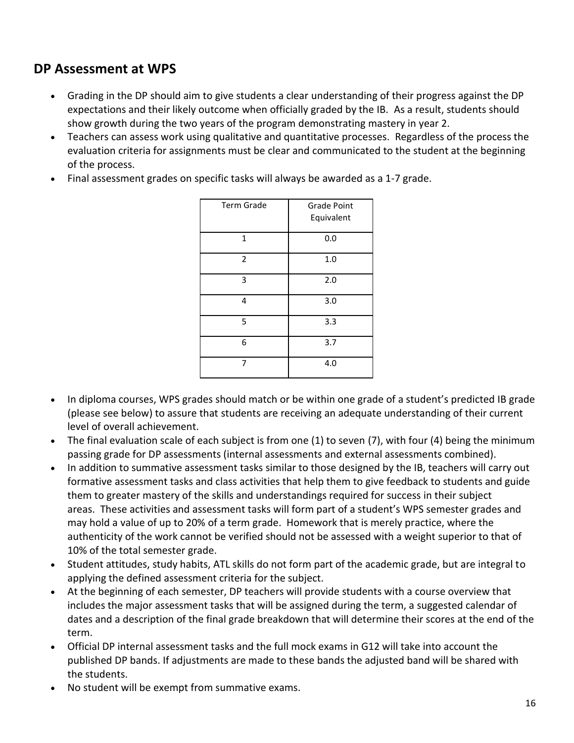## DP Assessment at WPS

- Grading in the DP should aim to give students a clear understanding of their progress against the DP expectations and their likely outcome when officially graded by the IB. As a result, students should show growth during the two years of the program demonstrating mastery in year 2.
- Teachers can assess work using qualitative and quantitative processes. Regardless of the process the evaluation criteria for assignments must be clear and communicated to the student at the beginning of the process.
- Final assessment grades on specific tasks will always be awarded as a 1-7 grade.

| Term Grade | Grade Point Equivalent |
|---|---|
| 1 | 0.0 |
| 2 | 1.0 |
| 3 | 2.0 |
| 4 | 3.0 |
| 5 | 3.3 |
| 6 | 3.7 |
| 7 | 4.0 |

- In diploma courses, WPS grades should match or be within one grade of a student's predicted IB grade (please see below) to assure that students are receiving an adequate understanding of their current level of overall achievement.
- The final evaluation scale of each subject is from one (1) to seven (7), with four (4) being the minimum passing grade for DP assessments (internal assessments and external assessments combined).
- In addition to summative assessment tasks similar to those designed by the IB, teachers will carry out formative assessment tasks and class activities that help them to give feedback to students and guide them to greater mastery of the skills and understandings required for success in their subject areas. These activities and assessment tasks will form part of a student's WPS semester grades and may hold a value of up to 20% of a term grade. Homework that is merely practice, where the authenticity of the work cannot be verified should not be assessed with a weight superior to that of 10% of the total semester grade.
- Student attitudes, study habits, ATL skills do not form part of the academic grade, but are integral to applying the defined assessment criteria for the subject.
- At the beginning of each semester, DP teachers will provide students with a course overview that includes the major assessment tasks that will be assigned during the term, a suggested calendar of dates and a description of the final grade breakdown that will determine their scores at the end of the term.
- Official DP internal assessment tasks and the full mock exams in G12 will take into account the published DP bands. If adjustments are made to these bands the adjusted band will be shared with the students.
- No student will be exempt from summative exams.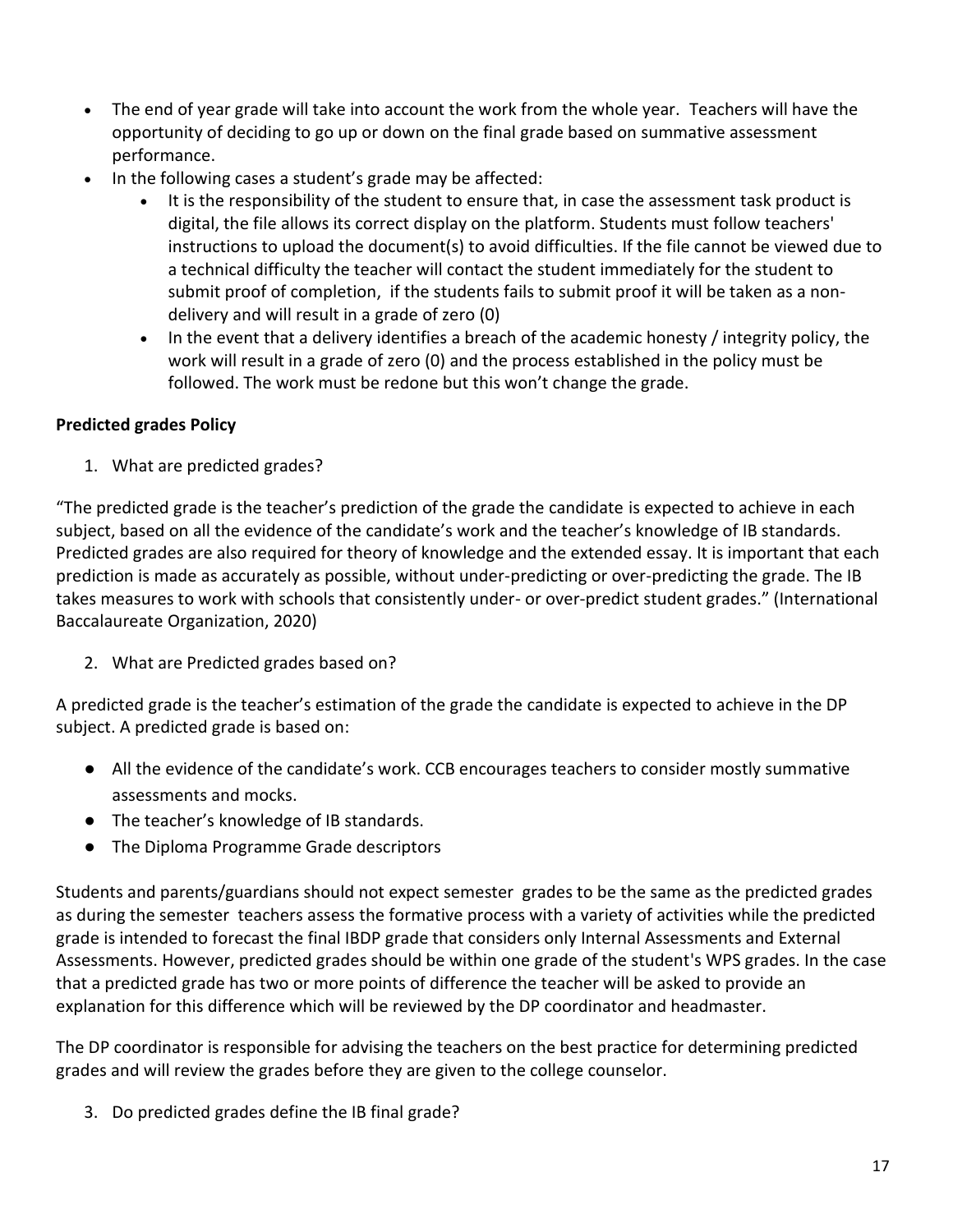- The end of year grade will take into account the work from the whole year. Teachers will have the opportunity of deciding to go up or down on the final grade based on summative assessment performance.
- In the following cases a student's grade may be affected:
    - It is the responsibility of the student to ensure that, in case the assessment task product is digital, the file allows its correct display on the platform. Students must follow teachers' instructions to upload the document(s) to avoid difficulties. If the file cannot be viewed due to a technical difficulty the teacher will contact the student immediately for the student to submit proof of completion, if the students fails to submit proof it will be taken as a non-delivery and will result in a grade of zero (0)
    - In the event that a delivery identifies a breach of the academic honesty / integrity policy, the work will result in a grade of zero (0) and the process established in the policy must be followed. The work must be redone but this won't change the grade.

**Predicted grades Policy**

1. What are predicted grades?

"The predicted grade is the teacher's prediction of the grade the candidate is expected to achieve in each subject, based on all the evidence of the candidate's work and the teacher's knowledge of IB standards. Predicted grades are also required for theory of knowledge and the extended essay. It is important that each prediction is made as accurately as possible, without under-predicting or over-predicting the grade. The IB takes measures to work with schools that consistently under- or over-predict student grades." (International Baccalaureate Organization, 2020)

2. What are Predicted grades based on?

A predicted grade is the teacher's estimation of the grade the candidate is expected to achieve in the DP subject. A predicted grade is based on:

- All the evidence of the candidate's work. CCB encourages teachers to consider mostly summative assessments and mocks.
- The teacher's knowledge of IB standards.
- The Diploma Programme Grade descriptors

Students and parents/guardians should not expect semester grades to be the same as the predicted grades as during the semester teachers assess the formative process with a variety of activities while the predicted grade is intended to forecast the final IBDP grade that considers only Internal Assessments and External Assessments. However, predicted grades should be within one grade of the student's WPS grades. In the case that a predicted grade has two or more points of difference the teacher will be asked to provide an explanation for this difference which will be reviewed by the DP coordinator and headmaster.

The DP coordinator is responsible for advising the teachers on the best practice for determining predicted grades and will review the grades before they are given to the college counselor.

3. Do predicted grades define the IB final grade?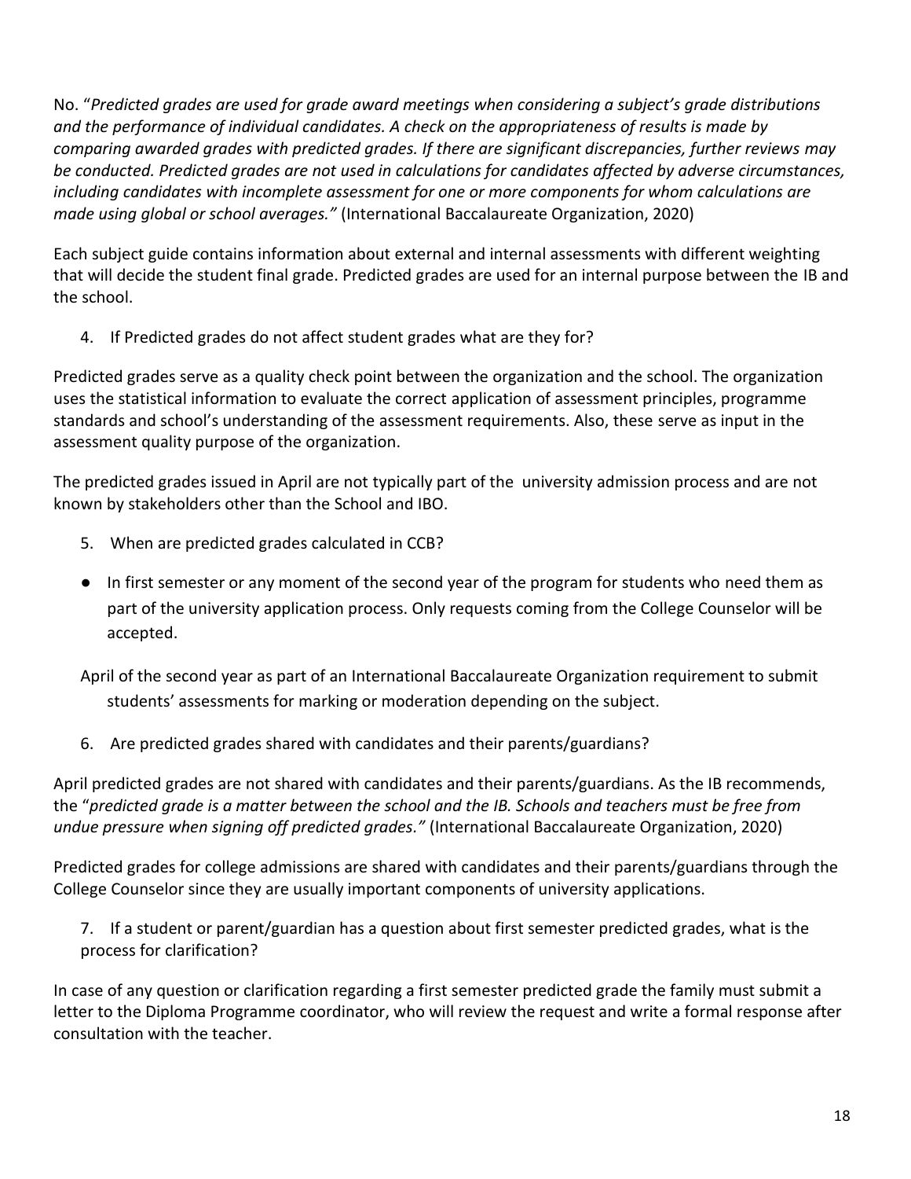No. "*Predicted grades are used for grade award meetings when considering a subject's grade distributions and the performance of individual candidates. A check on the appropriateness of results is made by comparing awarded grades with predicted grades. If there are significant discrepancies, further reviews may be conducted. Predicted grades are not used in calculations for candidates affected by adverse circumstances, including candidates with incomplete assessment for one or more components for whom calculations are made using global or school averages."* (International Baccalaureate Organization, 2020)

Each subject guide contains information about external and internal assessments with different weighting that will decide the student final grade. Predicted grades are used for an internal purpose between the IB and the school.

4. If Predicted grades do not affect student grades what are they for?

Predicted grades serve as a quality check point between the organization and the school. The organization uses the statistical information to evaluate the correct application of assessment principles, programme standards and school's understanding of the assessment requirements. Also, these serve as input in the assessment quality purpose of the organization.

The predicted grades issued in April are not typically part of the university admission process and are not known by stakeholders other than the School and IBO.

5. When are predicted grades calculated in CCB?

- In first semester or any moment of the second year of the program for students who need them as part of the university application process. Only requests coming from the College Counselor will be accepted.

  April of the second year as part of an International Baccalaureate Organization requirement to submit students' assessments for marking or moderation depending on the subject.

6. Are predicted grades shared with candidates and their parents/guardians?

April predicted grades are not shared with candidates and their parents/guardians. As the IB recommends, the "*predicted grade is a matter between the school and the IB. Schools and teachers must be free from undue pressure when signing off predicted grades."* (International Baccalaureate Organization, 2020)

Predicted grades for college admissions are shared with candidates and their parents/guardians through the College Counselor since they are usually important components of university applications.

7. If a student or parent/guardian has a question about first semester predicted grades, what is the process for clarification?

In case of any question or clarification regarding a first semester predicted grade the family must submit a letter to the Diploma Programme coordinator, who will review the request and write a formal response after consultation with the teacher.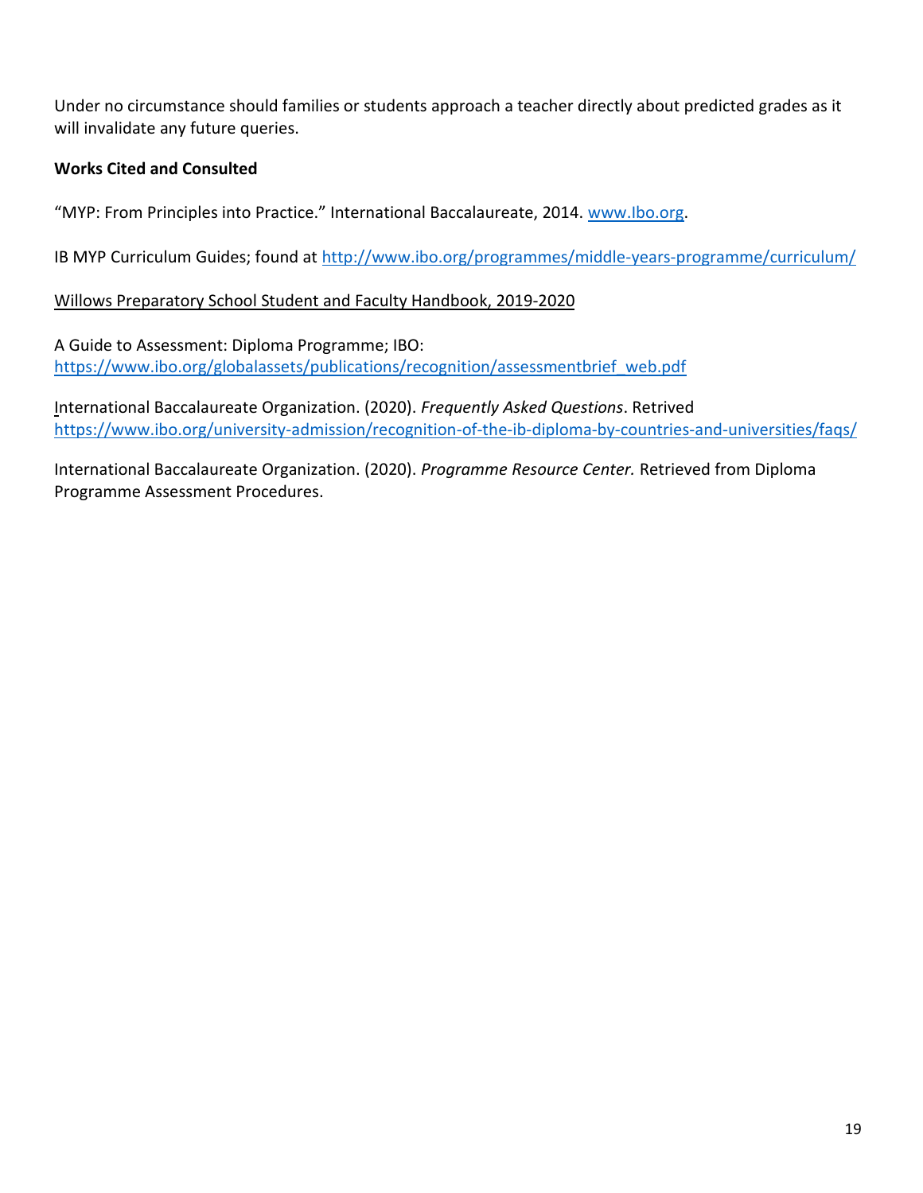Under no circumstance should families or students approach a teacher directly about predicted grades as it will invalidate any future queries.

**Works Cited and Consulted**

"MYP: From Principles into Practice." International Baccalaureate, 2014. www.Ibo.org.

IB MYP Curriculum Guides; found at http://www.ibo.org/programmes/middle-years-programme/curriculum/

Willows Preparatory School Student and Faculty Handbook, 2019-2020

A Guide to Assessment: Diploma Programme; IBO: https://www.ibo.org/globalassets/publications/recognition/assessmentbrief_web.pdf

International Baccalaureate Organization. (2020). *Frequently Asked Questions*. Retrived https://www.ibo.org/university-admission/recognition-of-the-ib-diploma-by-countries-and-universities/faqs/

International Baccalaureate Organization. (2020). *Programme Resource Center.* Retrieved from Diploma Programme Assessment Procedures.